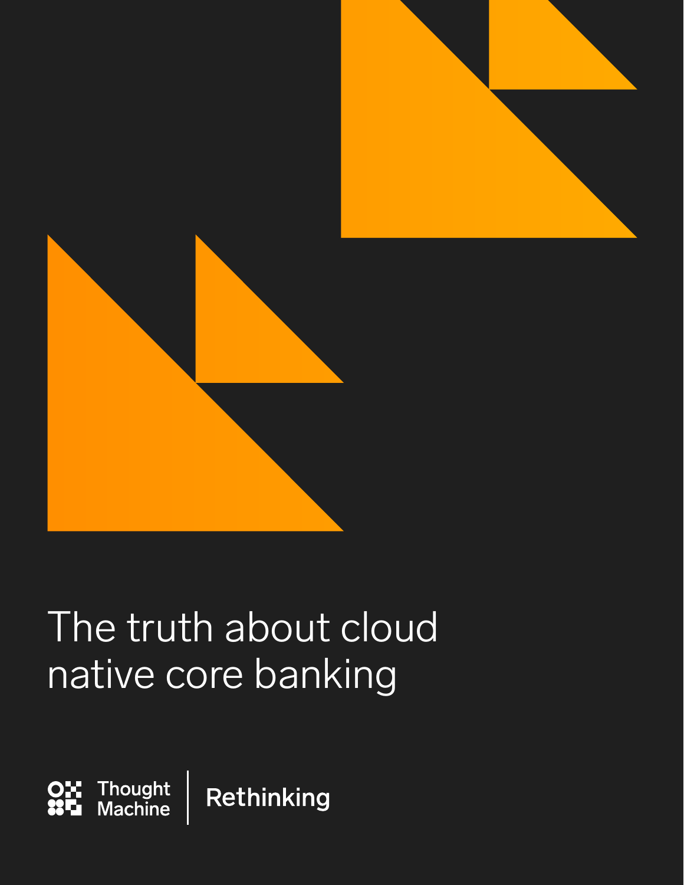# The truth about cloud native core banking

Thought Machine | Rethinking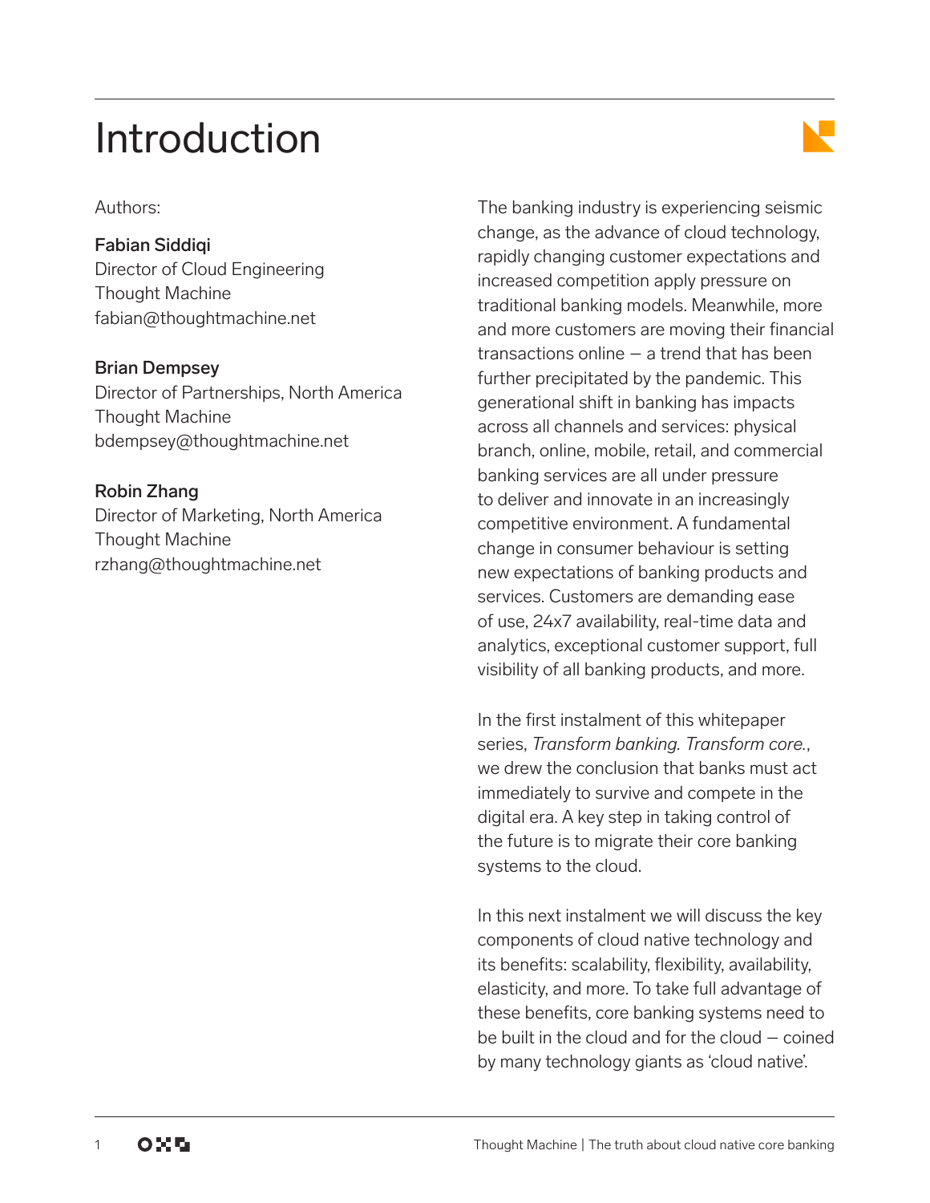# Introduction

Authors:

**Fabian Siddiqi**
Director of Cloud Engineering
Thought Machine
fabian@thoughtmachine.net

**Brian Dempsey**
Director of Partnerships, North America
Thought Machine
bdempsey@thoughtmachine.net

**Robin Zhang**
Director of Marketing, North America
Thought Machine
rzhang@thoughtmachine.net

The banking industry is experiencing seismic change, as the advance of cloud technology, rapidly changing customer expectations and increased competition apply pressure on traditional banking models. Meanwhile, more and more customers are moving their financial transactions online – a trend that has been further precipitated by the pandemic. This generational shift in banking has impacts across all channels and services: physical branch, online, mobile, retail, and commercial banking services are all under pressure to deliver and innovate in an increasingly competitive environment. A fundamental change in consumer behaviour is setting new expectations of banking products and services. Customers are demanding ease of use, 24x7 availability, real-time data and analytics, exceptional customer support, full visibility of all banking products, and more.

In the first instalment of this whitepaper series, *Transform banking. Transform core.*, we drew the conclusion that banks must act immediately to survive and compete in the digital era. A key step in taking control of the future is to migrate their core banking systems to the cloud.

In this next instalment we will discuss the key components of cloud native technology and its benefits: scalability, flexibility, availability, elasticity, and more. To take full advantage of these benefits, core banking systems need to be built in the cloud and for the cloud – coined by many technology giants as 'cloud native'.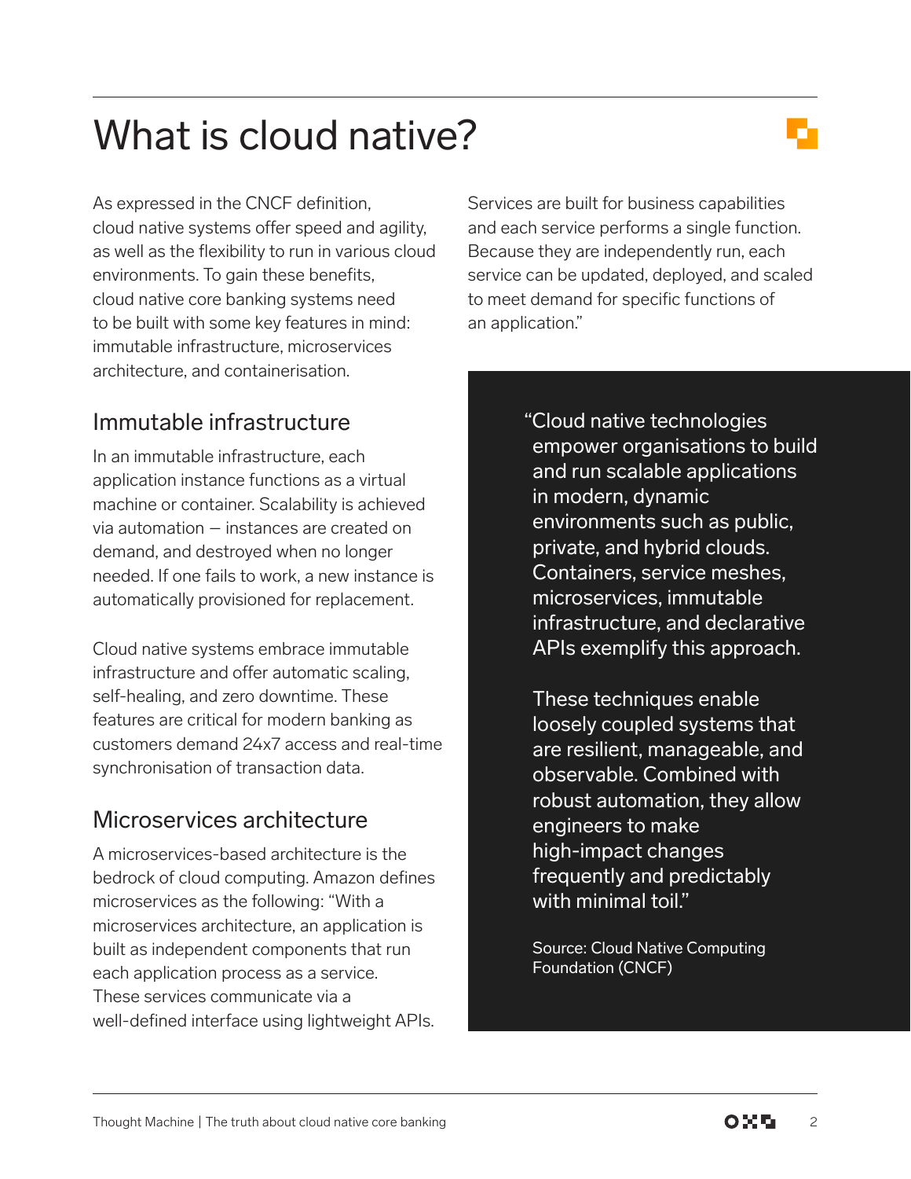# What is cloud native?

As expressed in the CNCF definition, cloud native systems offer speed and agility, as well as the flexibility to run in various cloud environments. To gain these benefits, cloud native core banking systems need to be built with some key features in mind: immutable infrastructure, microservices architecture, and containerisation.

## Immutable infrastructure

In an immutable infrastructure, each application instance functions as a virtual machine or container. Scalability is achieved via automation — instances are created on demand, and destroyed when no longer needed. If one fails to work, a new instance is automatically provisioned for replacement.

Cloud native systems embrace immutable infrastructure and offer automatic scaling, self-healing, and zero downtime. These features are critical for modern banking as customers demand 24x7 access and real-time synchronisation of transaction data.

## Microservices architecture

A microservices-based architecture is the bedrock of cloud computing. Amazon defines microservices as the following: "With a microservices architecture, an application is built as independent components that run each application process as a service. These services communicate via a well-defined interface using lightweight APIs. Services are built for business capabilities and each service performs a single function. Because they are independently run, each service can be updated, deployed, and scaled to meet demand for specific functions of an application."

> "Cloud native technologies empower organisations to build and run scalable applications in modern, dynamic environments such as public, private, and hybrid clouds. Containers, service meshes, microservices, immutable infrastructure, and declarative APIs exemplify this approach.
>
> These techniques enable loosely coupled systems that are resilient, manageable, and observable. Combined with robust automation, they allow engineers to make high-impact changes frequently and predictably with minimal toil."
>
> Source: Cloud Native Computing Foundation (CNCF)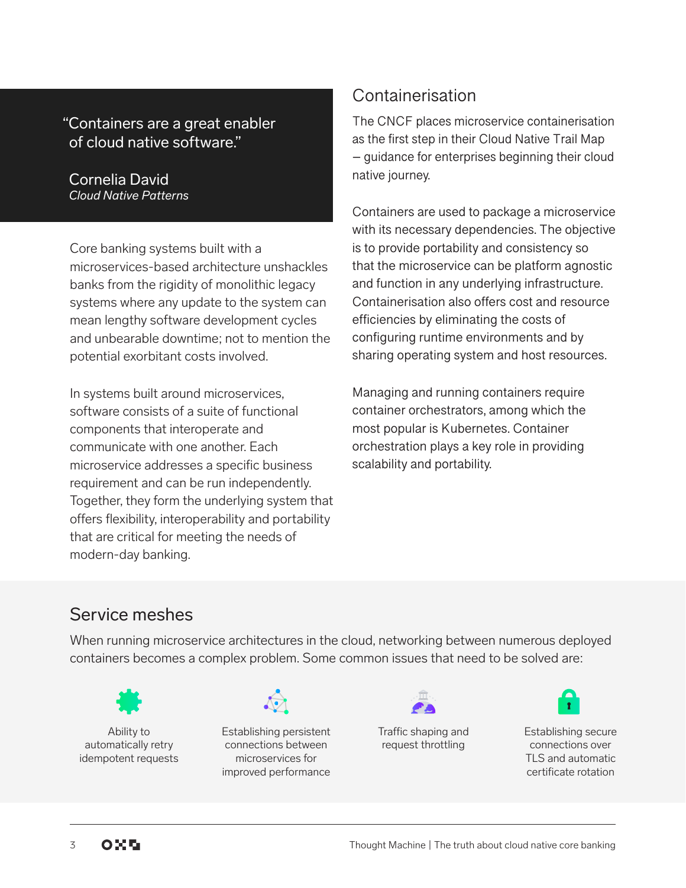> "Containers are a great enabler of cloud native software."
>
> Cornelia David
> *Cloud Native Patterns*

Core banking systems built with a microservices-based architecture unshackles banks from the rigidity of monolithic legacy systems where any update to the system can mean lengthy software development cycles and unbearable downtime; not to mention the potential exorbitant costs involved.

In systems built around microservices, software consists of a suite of functional components that interoperate and communicate with one another. Each microservice addresses a specific business requirement and can be run independently. Together, they form the underlying system that offers flexibility, interoperability and portability that are critical for meeting the needs of modern-day banking.

## Containerisation

The CNCF places microservice containerisation as the first step in their Cloud Native Trail Map – guidance for enterprises beginning their cloud native journey.

Containers are used to package a microservice with its necessary dependencies. The objective is to provide portability and consistency so that the microservice can be platform agnostic and function in any underlying infrastructure. Containerisation also offers cost and resource efficiencies by eliminating the costs of configuring runtime environments and by sharing operating system and host resources.

Managing and running containers require container orchestrators, among which the most popular is Kubernetes. Container orchestration plays a key role in providing scalability and portability.

## Service meshes

When running microservice architectures in the cloud, networking between numerous deployed containers becomes a complex problem. Some common issues that need to be solved are:

- Ability to automatically retry idempotent requests
- Establishing persistent connections between microservices for improved performance
- Traffic shaping and request throttling
- Establishing secure connections over TLS and automatic certificate rotation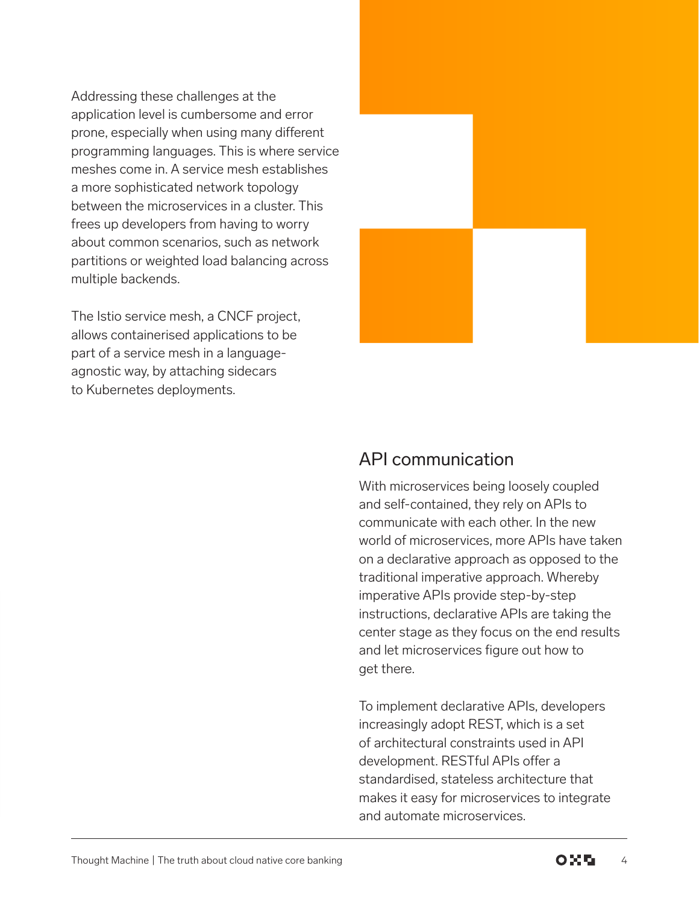Addressing these challenges at the application level is cumbersome and error prone, especially when using many different programming languages. This is where service meshes come in. A service mesh establishes a more sophisticated network topology between the microservices in a cluster. This frees up developers from having to worry about common scenarios, such as network partitions or weighted load balancing across multiple backends.

The Istio service mesh, a CNCF project, allows containerised applications to be part of a service mesh in a language-agnostic way, by attaching sidecars to Kubernetes deployments.

## API communication

With microservices being loosely coupled and self-contained, they rely on APIs to communicate with each other. In the new world of microservices, more APIs have taken on a declarative approach as opposed to the traditional imperative approach. Whereby imperative APIs provide step-by-step instructions, declarative APIs are taking the center stage as they focus on the end results and let microservices figure out how to get there.

To implement declarative APIs, developers increasingly adopt REST, which is a set of architectural constraints used in API development. RESTful APIs offer a standardised, stateless architecture that makes it easy for microservices to integrate and automate microservices.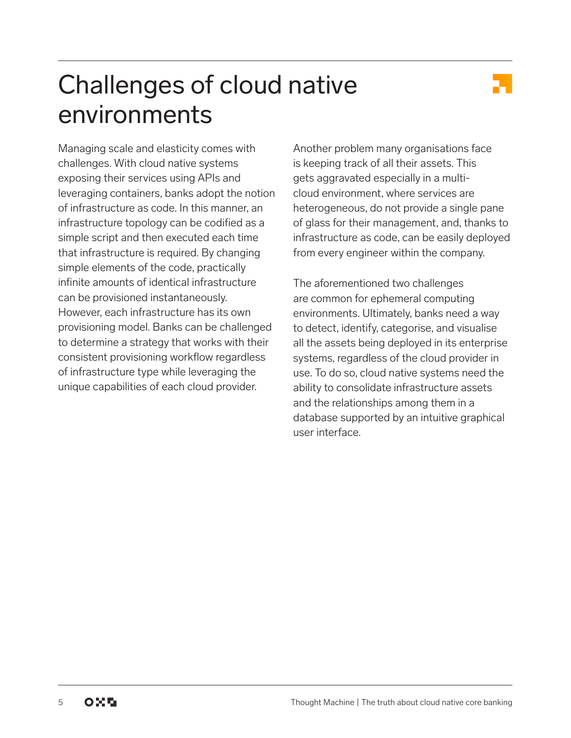# Challenges of cloud native environments

Managing scale and elasticity comes with challenges. With cloud native systems exposing their services using APIs and leveraging containers, banks adopt the notion of infrastructure as code. In this manner, an infrastructure topology can be codified as a simple script and then executed each time that infrastructure is required. By changing simple elements of the code, practically infinite amounts of identical infrastructure can be provisioned instantaneously. However, each infrastructure has its own provisioning model. Banks can be challenged to determine a strategy that works with their consistent provisioning workflow regardless of infrastructure type while leveraging the unique capabilities of each cloud provider.

Another problem many organisations face is keeping track of all their assets. This gets aggravated especially in a multi-cloud environment, where services are heterogeneous, do not provide a single pane of glass for their management, and, thanks to infrastructure as code, can be easily deployed from every engineer within the company.

The aforementioned two challenges are common for ephemeral computing environments. Ultimately, banks need a way to detect, identify, categorise, and visualise all the assets being deployed in its enterprise systems, regardless of the cloud provider in use. To do so, cloud native systems need the ability to consolidate infrastructure assets and the relationships among them in a database supported by an intuitive graphical user interface.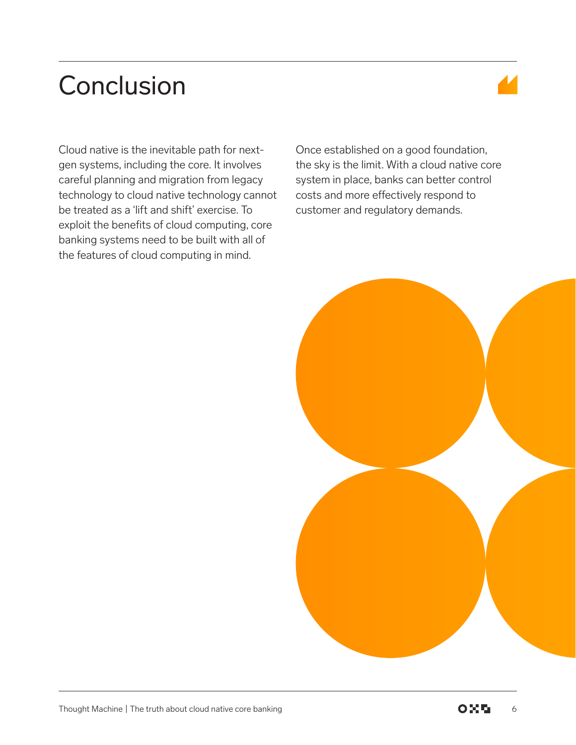# Conclusion

Cloud native is the inevitable path for next-gen systems, including the core. It involves careful planning and migration from legacy technology to cloud native technology cannot be treated as a 'lift and shift' exercise. To exploit the benefits of cloud computing, core banking systems need to be built with all of the features of cloud computing in mind.

Once established on a good foundation, the sky is the limit. With a cloud native core system in place, banks can better control costs and more effectively respond to customer and regulatory demands.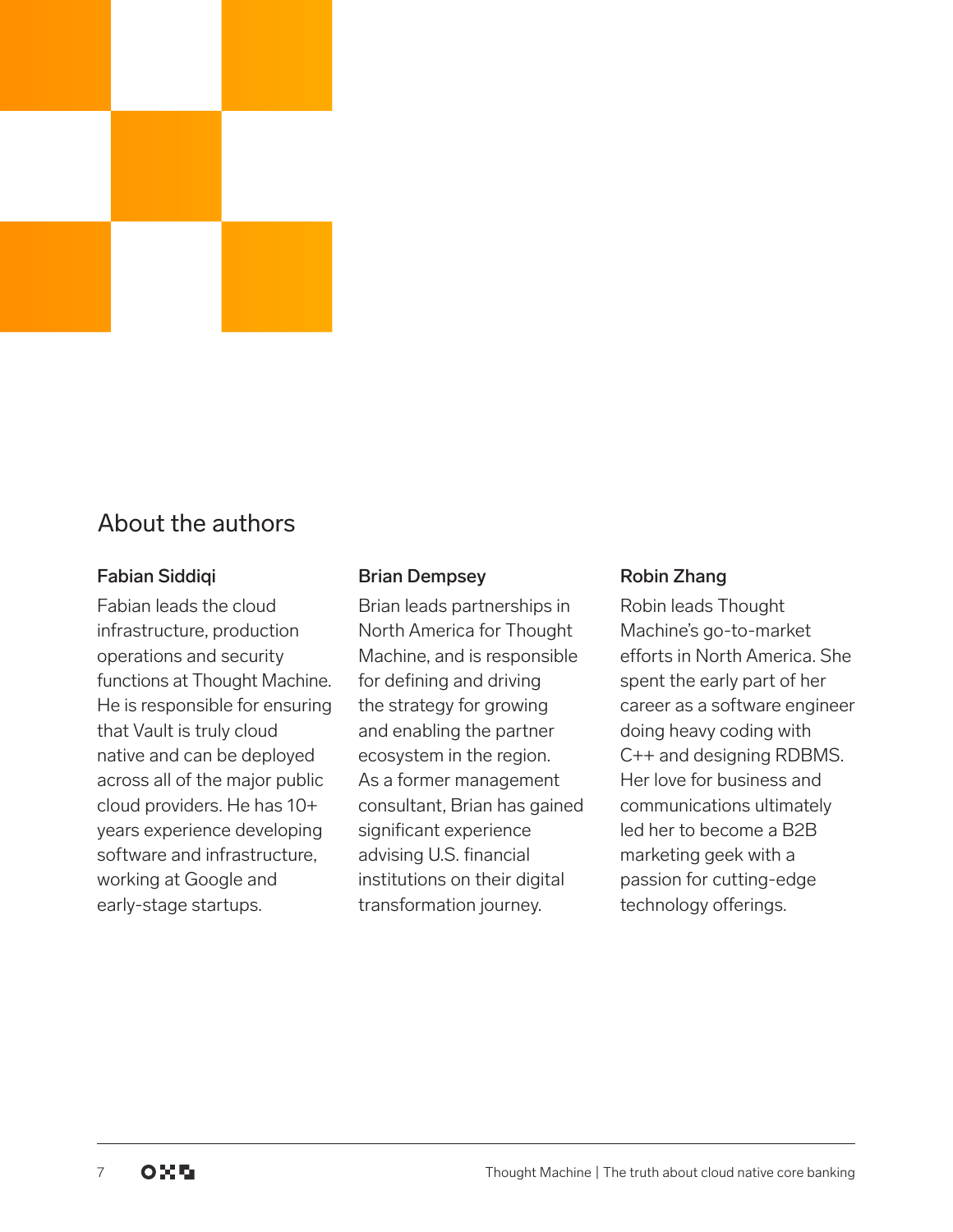## About the authors

### Fabian Siddiqi

Fabian leads the cloud infrastructure, production operations and security functions at Thought Machine. He is responsible for ensuring that Vault is truly cloud native and can be deployed across all of the major public cloud providers. He has 10+ years experience developing software and infrastructure, working at Google and early-stage startups.

### Brian Dempsey

Brian leads partnerships in North America for Thought Machine, and is responsible for defining and driving the strategy for growing and enabling the partner ecosystem in the region. As a former management consultant, Brian has gained significant experience advising U.S. financial institutions on their digital transformation journey.

### Robin Zhang

Robin leads Thought Machine's go-to-market efforts in North America. She spent the early part of her career as a software engineer doing heavy coding with C++ and designing RDBMS. Her love for business and communications ultimately led her to become a B2B marketing geek with a passion for cutting-edge technology offerings.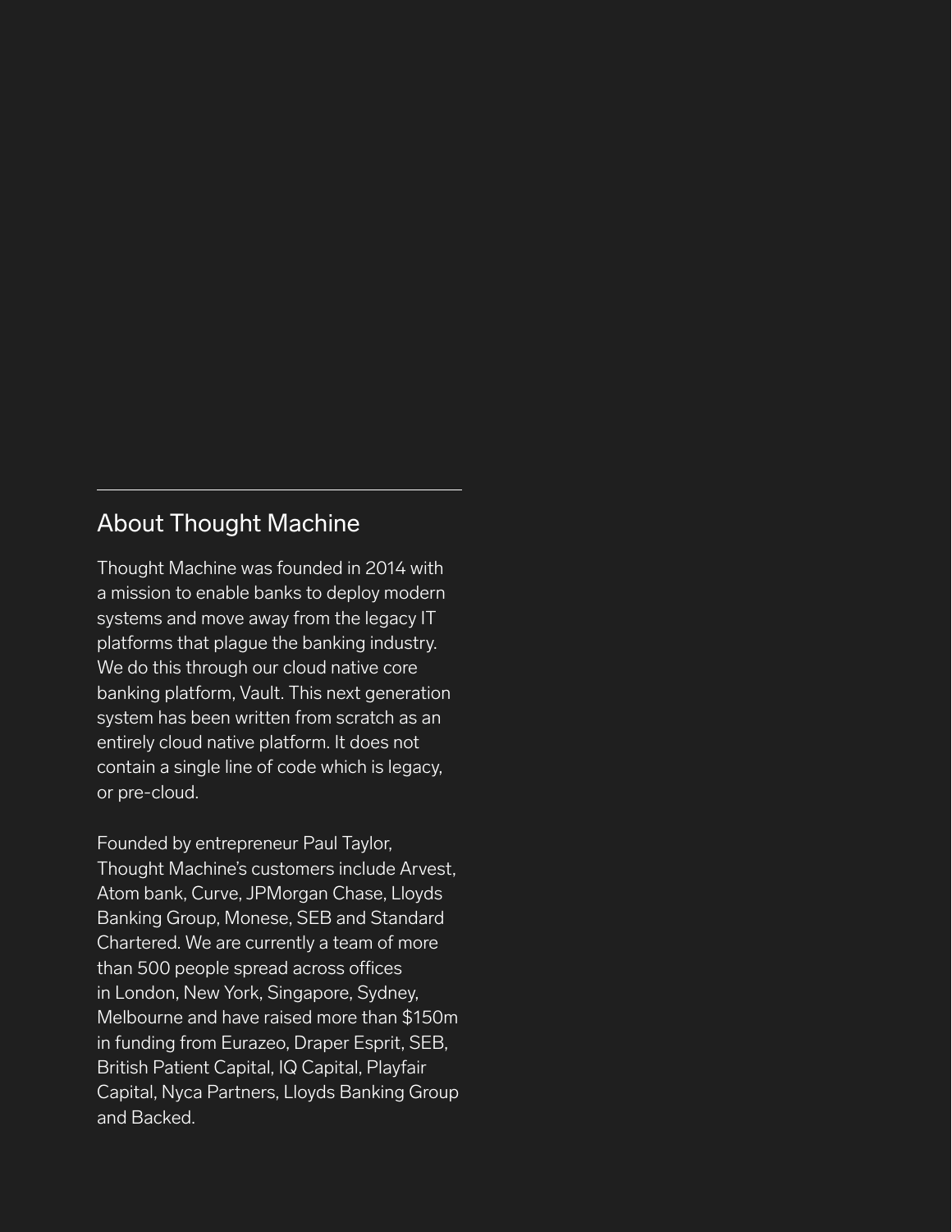## About Thought Machine

Thought Machine was founded in 2014 with a mission to enable banks to deploy modern systems and move away from the legacy IT platforms that plague the banking industry. We do this through our cloud native core banking platform, Vault. This next generation system has been written from scratch as an entirely cloud native platform. It does not contain a single line of code which is legacy, or pre-cloud.

Founded by entrepreneur Paul Taylor, Thought Machine's customers include Arvest, Atom bank, Curve, JPMorgan Chase, Lloyds Banking Group, Monese, SEB and Standard Chartered. We are currently a team of more than 500 people spread across offices in London, New York, Singapore, Sydney, Melbourne and have raised more than $150m in funding from Eurazeo, Draper Esprit, SEB, British Patient Capital, IQ Capital, Playfair Capital, Nyca Partners, Lloyds Banking Group and Backed.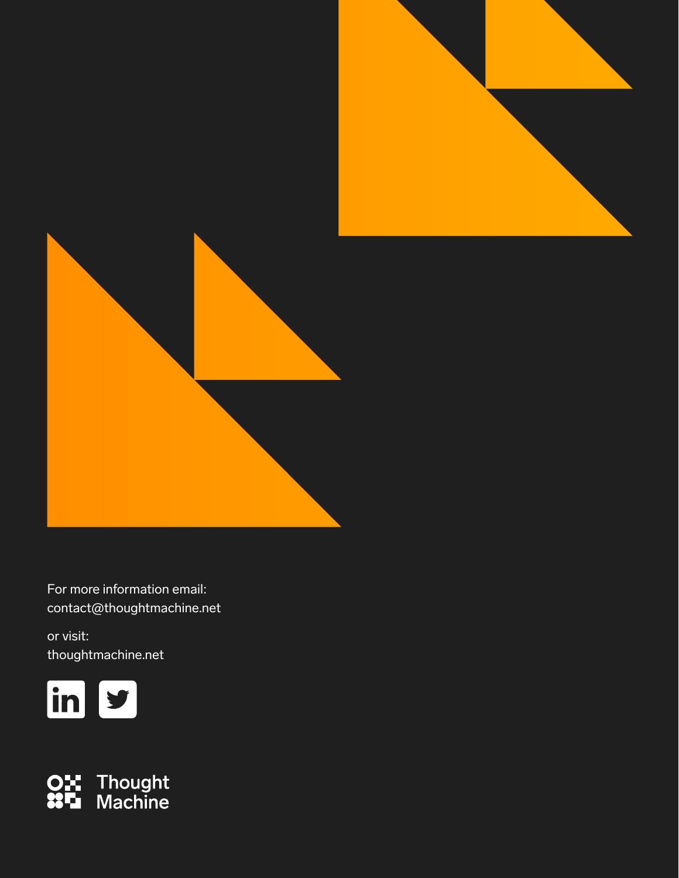For more information email:
contact@thoughtmachine.net

or visit:
thoughtmachine.net

Thought Machine